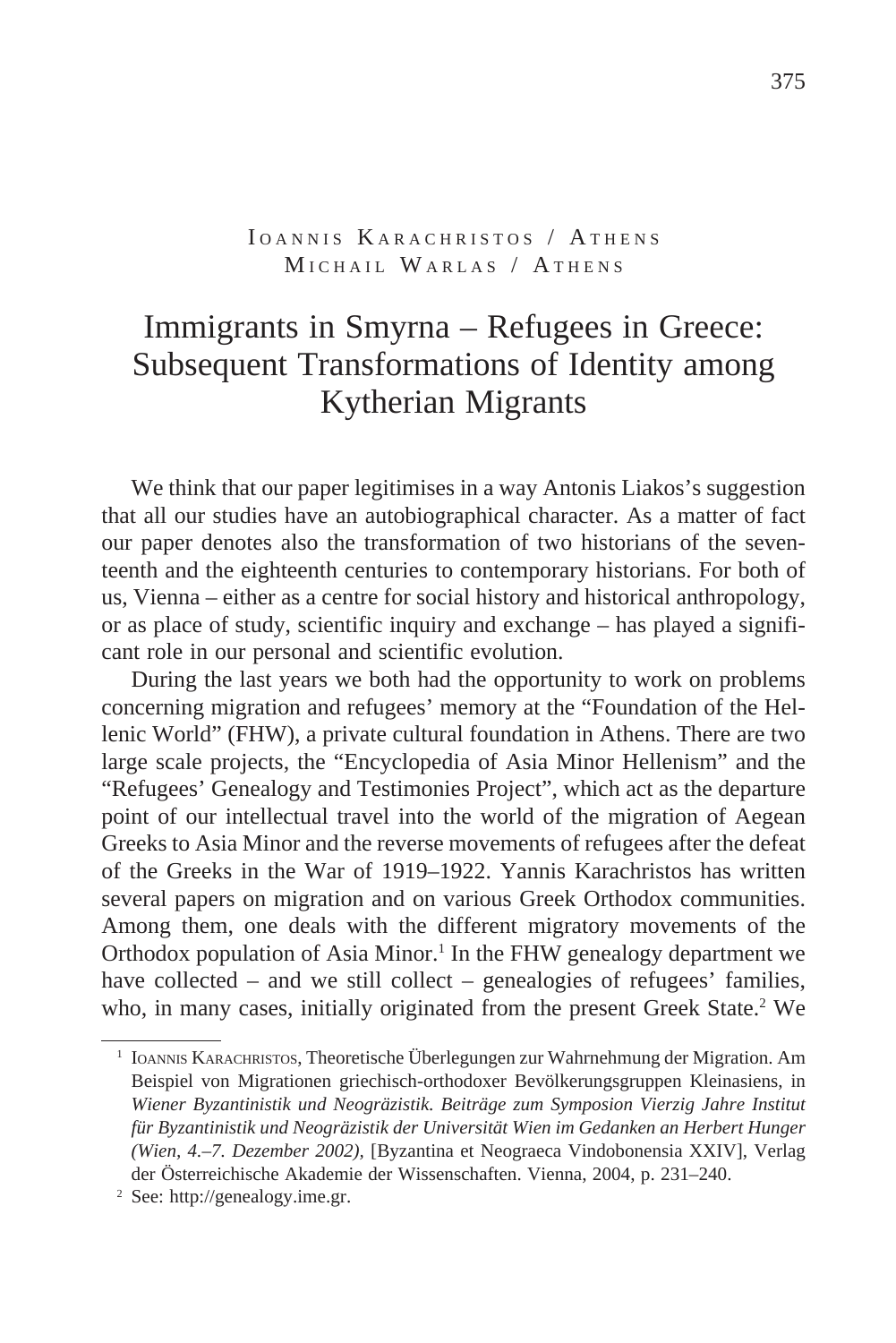Ioannis Karachristos / Athens
Michail Warlas / Athens

# Immigrants in Smyrna – Refugees in Greece: Subsequent Transformations of Identity among Kytherian Migrants

We think that our paper legitimises in a way Antonis Liakos's suggestion that all our studies have an autobiographical character. As a matter of fact our paper denotes also the transformation of two historians of the seventeenth and the eighteenth centuries to contemporary historians. For both of us, Vienna – either as a centre for social history and historical anthropology, or as place of study, scientific inquiry and exchange – has played a significant role in our personal and scientific evolution.

During the last years we both had the opportunity to work on problems concerning migration and refugees' memory at the "Foundation of the Hellenic World" (FHW), a private cultural foundation in Athens. There are two large scale projects, the "Encyclopedia of Asia Minor Hellenism" and the "Refugees' Genealogy and Testimonies Project", which act as the departure point of our intellectual travel into the world of the migration of Aegean Greeks to Asia Minor and the reverse movements of refugees after the defeat of the Greeks in the War of 1919–1922. Yannis Karachristos has written several papers on migration and on various Greek Orthodox communities. Among them, one deals with the different migratory movements of the Orthodox population of Asia Minor.[1] In the FHW genealogy department we have collected – and we still collect – genealogies of refugees' families, who, in many cases, initially originated from the present Greek State.[2] We

---

[1] Ioannis Karachristos, Theoretische Überlegungen zur Wahrnehmung der Migration. Am Beispiel von Migrationen griechisch-orthodoxer Bevölkerungsgruppen Kleinasiens, in *Wiener Byzantinistik und Neogräzistik. Beiträge zum Symposion Vierzig Jahre Institut für Byzantinistik und Neogräzistik der Universität Wien im Gedanken an Herbert Hunger (Wien, 4.–7. Dezember 2002),* [Byzantina et Neograeca Vindobonensia XXIV], Verlag der Österreichische Akademie der Wissenschaften. Vienna, 2004, p. 231–240.

[2] See: http://genealogy.ime.gr.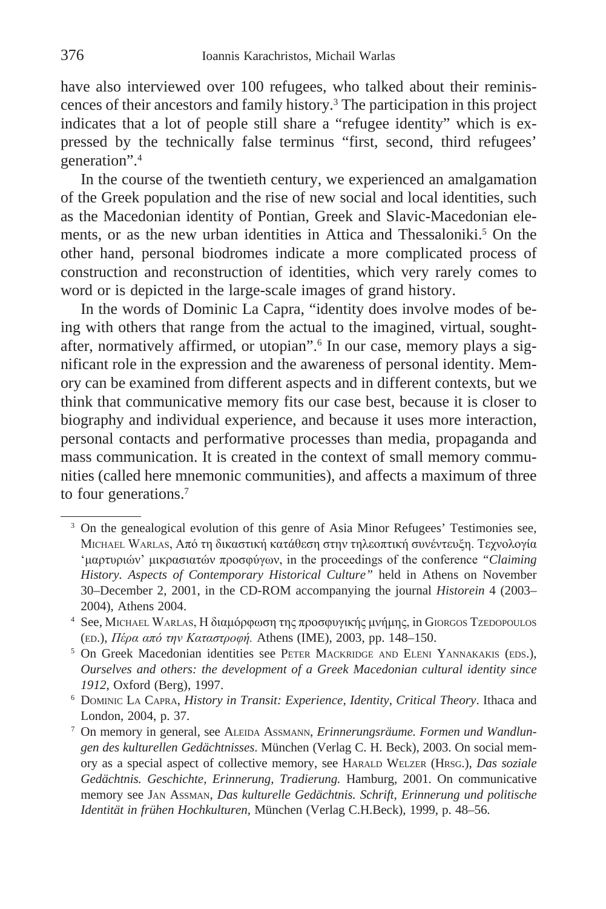have also interviewed over 100 refugees, who talked about their reminiscences of their ancestors and family history.[3] The participation in this project indicates that a lot of people still share a "refugee identity" which is expressed by the technically false terminus "first, second, third refugees' generation".[4]

In the course of the twentieth century, we experienced an amalgamation of the Greek population and the rise of new social and local identities, such as the Macedonian identity of Pontian, Greek and Slavic-Macedonian elements, or as the new urban identities in Attica and Thessaloniki.[5] On the other hand, personal biodromes indicate a more complicated process of construction and reconstruction of identities, which very rarely comes to word or is depicted in the large-scale images of grand history.

In the words of Dominic La Capra, "identity does involve modes of being with others that range from the actual to the imagined, virtual, sought-after, normatively affirmed, or utopian".[6] In our case, memory plays a significant role in the expression and the awareness of personal identity. Memory can be examined from different aspects and in different contexts, but we think that communicative memory fits our case best, because it is closer to biography and individual experience, and because it uses more interaction, personal contacts and performative processes than media, propaganda and mass communication. It is created in the context of small memory communities (called here mnemonic communities), and affects a maximum of three to four generations.[7]

---

[3] On the genealogical evolution of this genre of Asia Minor Refugees' Testimonies see, Michael Warlas, Από τη δικαστική κατάθεση στην τηλεοπτική συνέντευξη. Τεχνολογία 'μαρτυριών' μικρασιατών προσφύγων, in the proceedings of the conference *"Claiming History. Aspects of Contemporary Historical Culture"* held in Athens on November 30–December 2, 2001, in the CD-ROM accompanying the journal *Historein* 4 (2003–2004), Athens 2004.

[4] See, Michael Warlas, Η διαμόρφωση της προσφυγικής μνήμης, in Giorgos Tzedopoulos (ed.), *Πέρα από την Καταστροφή.* Athens (IME), 2003, pp. 148–150.

[5] On Greek Macedonian identities see Peter Mackridge and Eleni Yannakakis (eds.), *Ourselves and others: the development of a Greek Macedonian cultural identity since 1912*, Oxford (Berg), 1997.

[6] Dominic La Capra, *History in Transit: Experience, Identity, Critical Theory*. Ithaca and London, 2004, p. 37.

[7] On memory in general, see Aleida Assmann, *Erinnerungsräume. Formen und Wandlungen des kulturellen Gedächtnisses*. München (Verlag C. H. Beck), 2003. On social memory as a special aspect of collective memory, see Harald Welzer (Hrsg.), *Das soziale Gedächtnis. Geschichte, Erinnerung, Tradierung.* Hamburg, 2001. On communicative memory see Jan Assman, *Das kulturelle Gedächtnis. Schrift, Erinnerung und politische Identität in frühen Hochkulturen*, München (Verlag C.H.Beck), 1999, p. 48–56.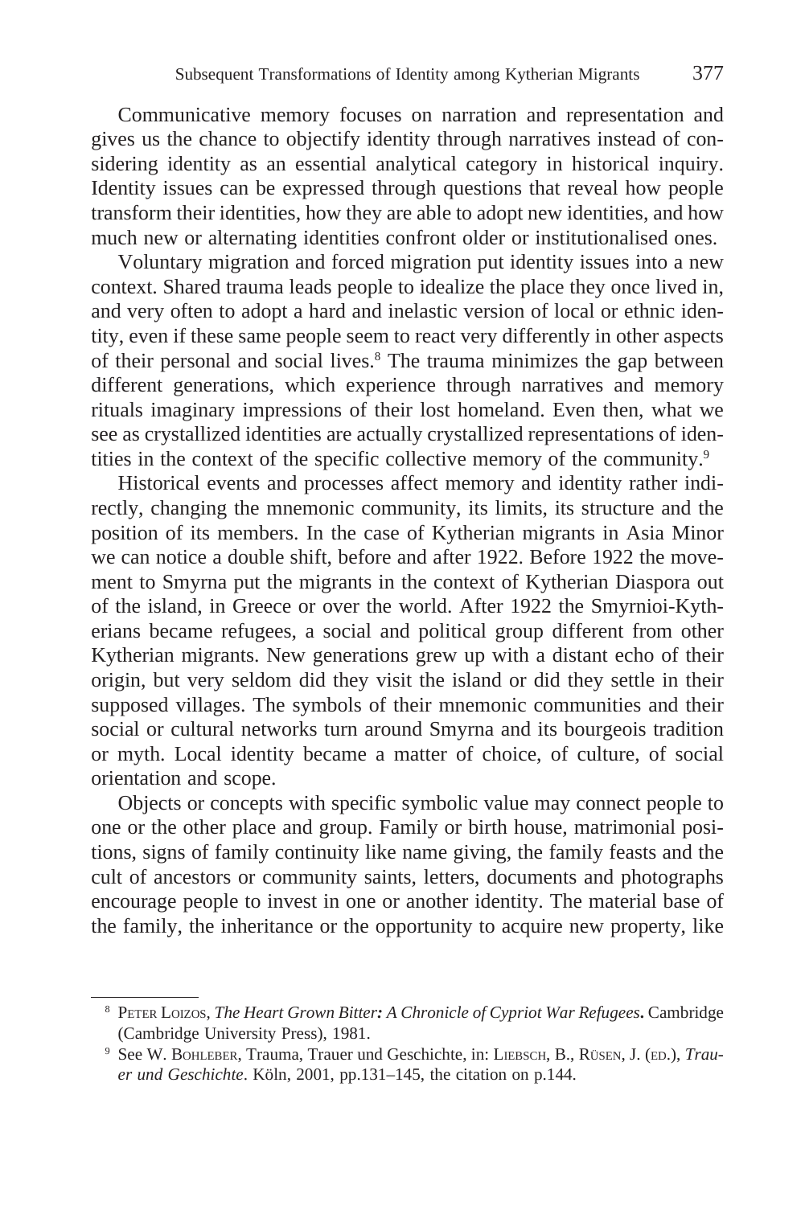Communicative memory focuses on narration and representation and gives us the chance to objectify identity through narratives instead of considering identity as an essential analytical category in historical inquiry. Identity issues can be expressed through questions that reveal how people transform their identities, how they are able to adopt new identities, and how much new or alternating identities confront older or institutionalised ones.

Voluntary migration and forced migration put identity issues into a new context. Shared trauma leads people to idealize the place they once lived in, and very often to adopt a hard and inelastic version of local or ethnic identity, even if these same people seem to react very differently in other aspects of their personal and social lives.[8] The trauma minimizes the gap between different generations, which experience through narratives and memory rituals imaginary impressions of their lost homeland. Even then, what we see as crystallized identities are actually crystallized representations of identities in the context of the specific collective memory of the community.[9]

Historical events and processes affect memory and identity rather indirectly, changing the mnemonic community, its limits, its structure and the position of its members. In the case of Kytherian migrants in Asia Minor we can notice a double shift, before and after 1922. Before 1922 the movement to Smyrna put the migrants in the context of Kytherian Diaspora out of the island, in Greece or over the world. After 1922 the Smyrnioi-Kytherians became refugees, a social and political group different from other Kytherian migrants. New generations grew up with a distant echo of their origin, but very seldom did they visit the island or did they settle in their supposed villages. The symbols of their mnemonic communities and their social or cultural networks turn around Smyrna and its bourgeois tradition or myth. Local identity became a matter of choice, of culture, of social orientation and scope.

Objects or concepts with specific symbolic value may connect people to one or the other place and group. Family or birth house, matrimonial positions, signs of family continuity like name giving, the family feasts and the cult of ancestors or community saints, letters, documents and photographs encourage people to invest in one or another identity. The material base of the family, the inheritance or the opportunity to acquire new property, like

---

[8] Peter Loizos, *The Heart Grown Bitter: A Chronicle of Cypriot War Refugees*. Cambridge (Cambridge University Press), 1981.

[9] See W. Bohleber, Trauma, Trauer und Geschichte, in: Liebsch, B., Rüsen, J. (ed.), *Trauer und Geschichte*. Köln, 2001, pp.131–145, the citation on p.144.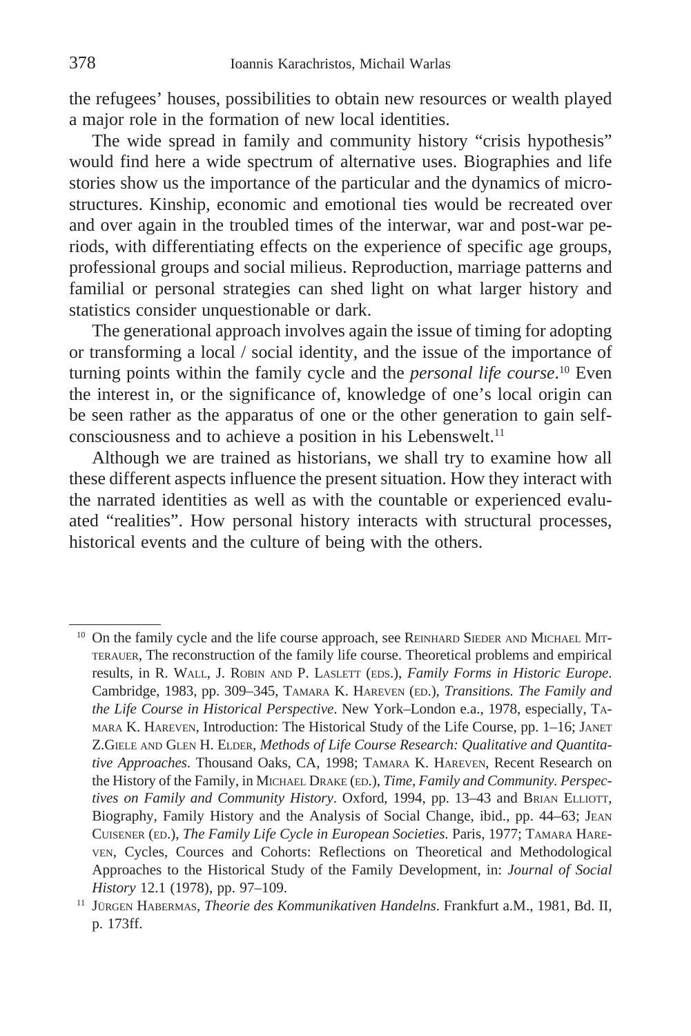the refugees' houses, possibilities to obtain new resources or wealth played a major role in the formation of new local identities.

The wide spread in family and community history "crisis hypothesis" would find here a wide spectrum of alternative uses. Biographies and life stories show us the importance of the particular and the dynamics of micro-structures. Kinship, economic and emotional ties would be recreated over and over again in the troubled times of the interwar, war and post-war periods, with differentiating effects on the experience of specific age groups, professional groups and social milieus. Reproduction, marriage patterns and familial or personal strategies can shed light on what larger history and statistics consider unquestionable or dark.

The generational approach involves again the issue of timing for adopting or transforming a local / social identity, and the issue of the importance of turning points within the family cycle and the *personal life course*.[10] Even the interest in, or the significance of, knowledge of one's local origin can be seen rather as the apparatus of one or the other generation to gain self-consciousness and to achieve a position in his Lebenswelt.[11]

Although we are trained as historians, we shall try to examine how all these different aspects influence the present situation. How they interact with the narrated identities as well as with the countable or experienced evaluated "realities". How personal history interacts with structural processes, historical events and the culture of being with the others.

---

[10] On the family cycle and the life course approach, see Reinhard Sieder and Michael Mitterauer, The reconstruction of the family life course. Theoretical problems and empirical results, in R. Wall, J. Robin and P. Laslett (eds.), *Family Forms in Historic Europe*. Cambridge, 1983, pp. 309–345, Tamara K. Hareven (ed.), *Transitions. The Family and the Life Course in Historical Perspective*. New York–London e.a., 1978, especially, Tamara K. Hareven, Introduction: The Historical Study of the Life Course, pp. 1–16; Janet Z.Giele and Glen H. Elder, *Methods of Life Course Research: Qualitative and Quantitative Approaches*. Thousand Oaks, CA, 1998; Tamara K. Hareven, Recent Research on the History of the Family, in Michael Drake (ed.), *Time, Family and Community. Perspectives on Family and Community History*. Oxford, 1994, pp. 13–43 and Brian Elliott, Biography, Family History and the Analysis of Social Change, ibid., pp. 44–63; Jean Cuisener (ed.), *The Family Life Cycle in European Societies*. Paris, 1977; Tamara Hareven, Cycles, Cources and Cohorts: Reflections on Theoretical and Methodological Approaches to the Historical Study of the Family Development, in: *Journal of Social History* 12.1 (1978), pp. 97–109.

[11] Jürgen Habermas, *Theorie des Kommunikativen Handelns*. Frankfurt a.M., 1981, Bd. II, p. 173ff.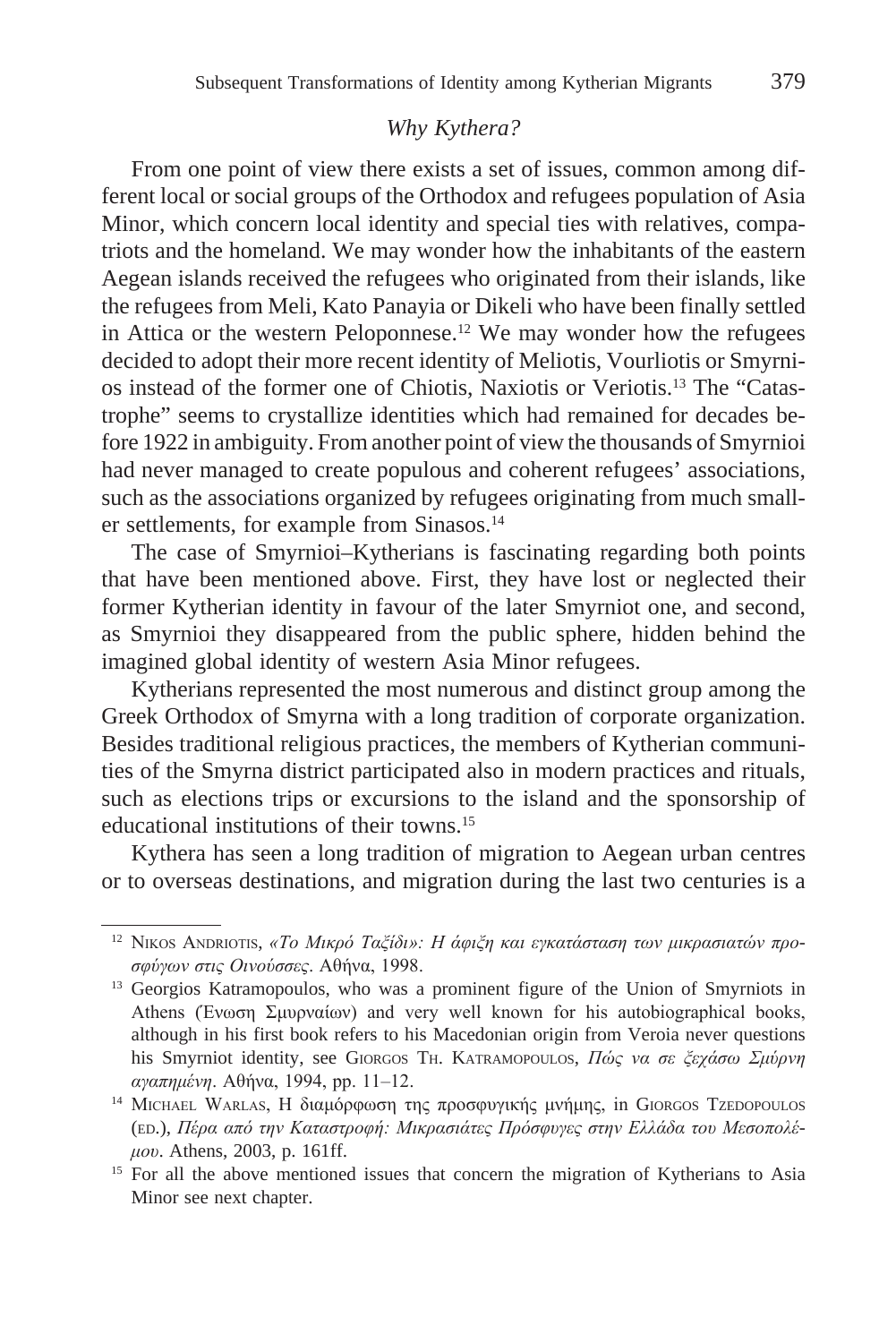## *Why Kythera?*

From one point of view there exists a set of issues, common among different local or social groups of the Orthodox and refugees population of Asia Minor, which concern local identity and special ties with relatives, compatriots and the homeland. We may wonder how the inhabitants of the eastern Aegean islands received the refugees who originated from their islands, like the refugees from Meli, Kato Panayia or Dikeli who have been finally settled in Attica or the western Peloponnese.[12] We may wonder how the refugees decided to adopt their more recent identity of Meliotis, Vourliotis or Smyrnios instead of the former one of Chiotis, Naxiotis or Veriotis.[13] The "Catastrophe" seems to crystallize identities which had remained for decades before 1922 in ambiguity. From another point of view the thousands of Smyrnioi had never managed to create populous and coherent refugees' associations, such as the associations organized by refugees originating from much smaller settlements, for example from Sinasos.[14]

The case of Smyrnioi–Kytherians is fascinating regarding both points that have been mentioned above. First, they have lost or neglected their former Kytherian identity in favour of the later Smyrniot one, and second, as Smyrnioi they disappeared from the public sphere, hidden behind the imagined global identity of western Asia Minor refugees.

Kytherians represented the most numerous and distinct group among the Greek Orthodox of Smyrna with a long tradition of corporate organization. Besides traditional religious practices, the members of Kytherian communities of the Smyrna district participated also in modern practices and rituals, such as elections trips or excursions to the island and the sponsorship of educational institutions of their towns.[15]

Kythera has seen a long tradition of migration to Aegean urban centres or to overseas destinations, and migration during the last two centuries is a

---

[12] Nikos Andriotis, *«Το Μικρό Ταξίδι»: Η άφιξη και εγκατάσταση των μικρασιατών προσφύγων στις Οινούσσες*. Αθήνα, 1998.

[13] Georgios Katramopoulos, who was a prominent figure of the Union of Smyrniots in Athens (Ένωση Σμυρναίων) and very well known for his autobiographical books, although in his first book refers to his Macedonian origin from Veroia never questions his Smyrniot identity, see Giorgos Th. Katramopoulos, *Πώς να σε ξεχάσω Σμύρνη αγαπημένη*. Αθήνα, 1994, pp. 11–12.

[14] Michael Warlas, Η διαμόρφωση της προσφυγικής μνήμης, in Giorgos Tzedopoulos (ed.), *Πέρα από την Καταστροφή: Μικρασιάτες Πρόσφυγες στην Ελλάδα του Μεσοπολέμου*. Athens, 2003, p. 161ff.

[15] For all the above mentioned issues that concern the migration of Kytherians to Asia Minor see next chapter.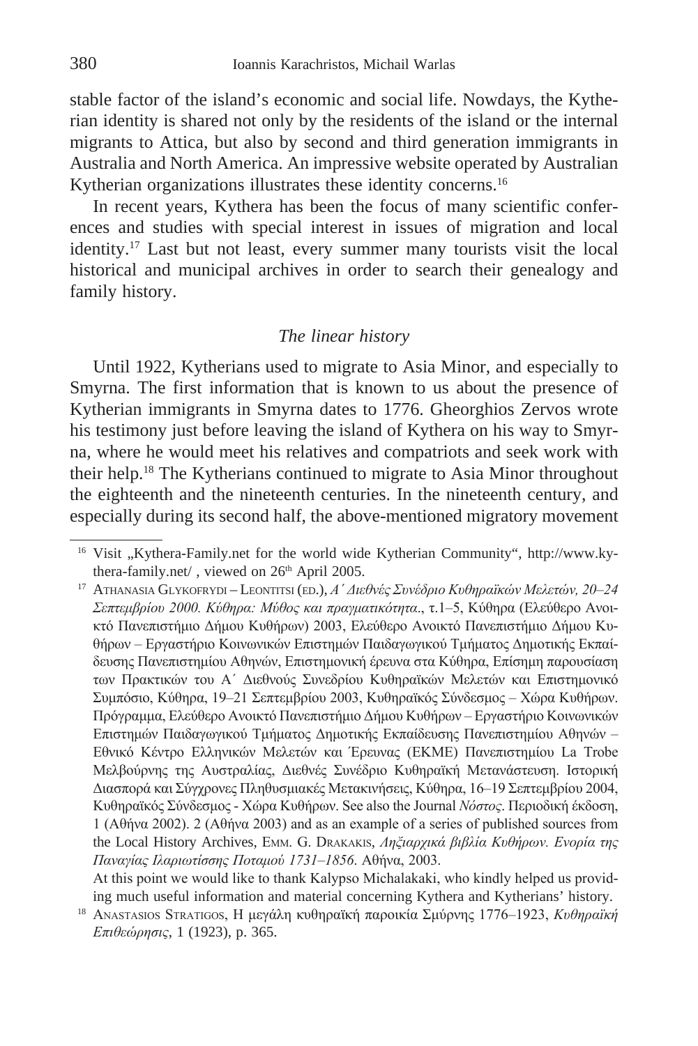stable factor of the island's economic and social life. Nowdays, the Kytherian identity is shared not only by the residents of the island or the internal migrants to Attica, but also by second and third generation immigrants in Australia and North America. An impressive website operated by Australian Kytherian organizations illustrates these identity concerns.[16]

In recent years, Kythera has been the focus of many scientific conferences and studies with special interest in issues of migration and local identity.[17] Last but not least, every summer many tourists visit the local historical and municipal archives in order to search their genealogy and family history.

### *The linear history*

Until 1922, Kytherians used to migrate to Asia Minor, and especially to Smyrna. The first information that is known to us about the presence of Kytherian immigrants in Smyrna dates to 1776. Gheorghios Zervos wrote his testimony just before leaving the island of Kythera on his way to Smyrna, where he would meet his relatives and compatriots and seek work with their help.[18] The Kytherians continued to migrate to Asia Minor throughout the eighteenth and the nineteenth centuries. In the nineteenth century, and especially during its second half, the above-mentioned migratory movement

---

[16] Visit „Kythera-Family.net for the world wide Kytherian Community", http://www.kythera-family.net/ , viewed on 26th April 2005.

[17] Athanasia Glykofrydi – Leontitsi (ed.), *Α΄ Διεθνές Συνέδριο Κυθηραϊκών Μελετών, 20–24 Σεπτεμβρίου 2000. Κύθηρα: Μύθος και πραγματικότητα*., τ.1–5, Κύθηρα (Ελεύθερο Ανοικτό Πανεπιστήμιο Δήμου Κυθήρων) 2003, Ελεύθερο Ανοικτό Πανεπιστήμιο Δήμου Κυθήρων – Εργαστήριο Κοινωνικών Επιστημών Παιδαγωγικού Τμήματος Δημοτικής Εκπαίδευσης Πανεπιστημίου Αθηνών, Επιστημονική έρευνα στα Κύθηρα, Επίσημη παρουσίαση των Πρακτικών του Α΄ Διεθνούς Συνεδρίου Κυθηραϊκών Μελετών και Επιστημονικό Συμπόσιο, Κύθηρα, 19–21 Σεπτεμβρίου 2003, Κυθηραϊκός Σύνδεσμος – Χώρα Κυθήρων. Πρόγραμμα, Ελεύθερο Ανοικτό Πανεπιστήμιο Δήμου Κυθήρων – Εργαστήριο Κοινωνικών Επιστημών Παιδαγωγικού Τμήματος Δημοτικής Εκπαίδευσης Πανεπιστημίου Αθηνών – Εθνικό Κέντρο Ελληνικών Μελετών και Έρευνας (ΕΚΜΕ) Πανεπιστημίου La Trobe Μελβούρνης της Αυστραλίας, Διεθνές Συνέδριο Κυθηραϊκή Μετανάστευση. Ιστορική Διασπορά και Σύγχρονες Πληθυσμιακές Μετακινήσεις, Κύθηρα, 16–19 Σεπτεμβρίου 2004, Κυθηραϊκός Σύνδεσμος - Χώρα Κυθήρων. See also the Journal *Νόστος*. Περιοδική έκδοση, 1 (Αθήνα 2002). 2 (Αθήνα 2003) and as an example of a series of published sources from the Local History Archives, Emm. G. Drakakis, *Ληξιαρχικά βιβλία Κυθήρων. Ενορία της Παναγίας Ιλαριωτίσσης Ποταμού 1731–1856*. Αθήνα, 2003.
At this point we would like to thank Kalypso Michalakaki, who kindly helped us providing much useful information and material concerning Kythera and Kytherians' history.

[18] Anastasios Stratigos, Η μεγάλη κυθηραϊκή παροικία Σμύρνης 1776–1923, *Κυθηραϊκή Επιθεώρησις*, 1 (1923), p. 365.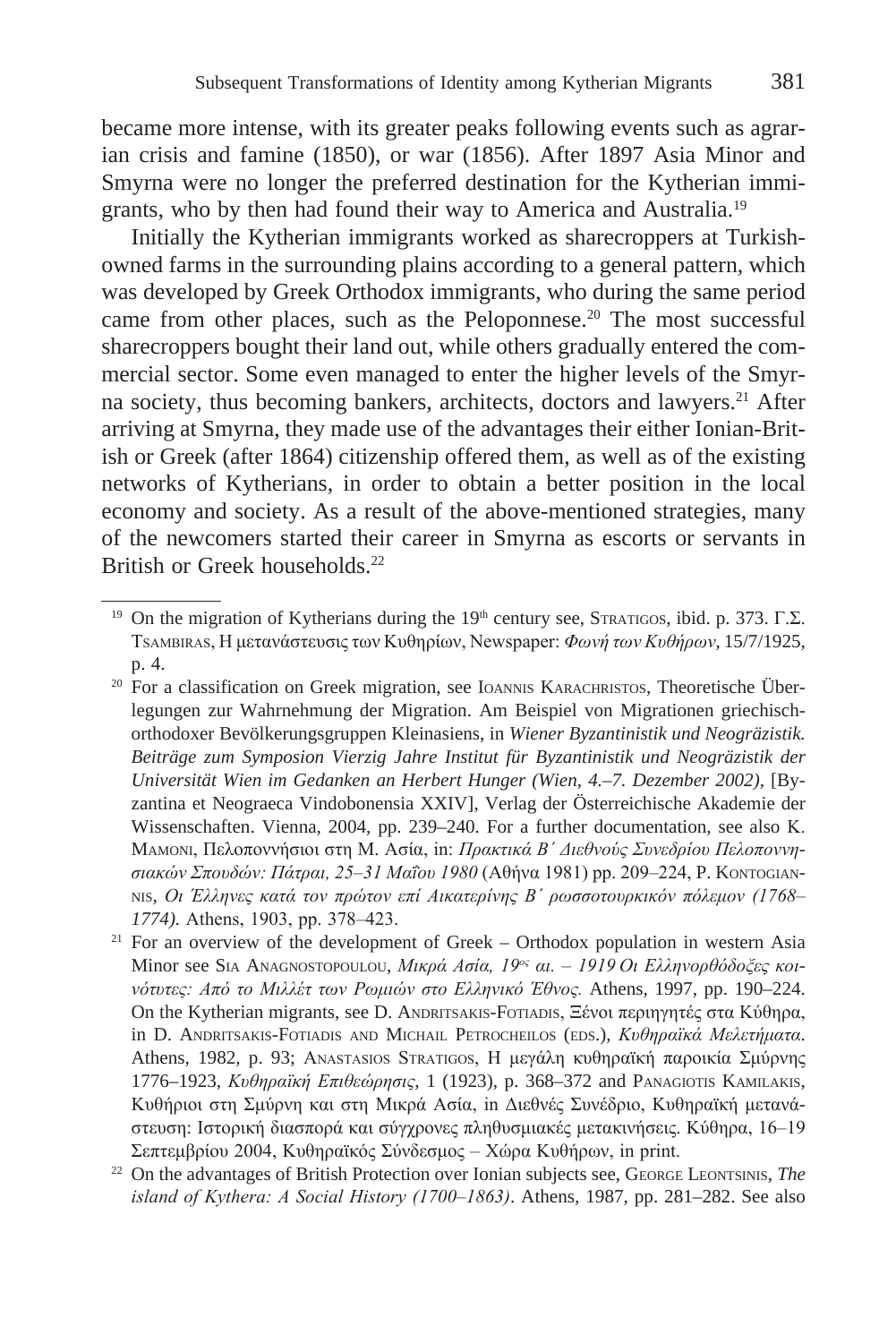became more intense, with its greater peaks following events such as agrarian crisis and famine (1850), or war (1856). After 1897 Asia Minor and Smyrna were no longer the preferred destination for the Kytherian immigrants, who by then had found their way to America and Australia.[19]

Initially the Kytherian immigrants worked as sharecroppers at Turkish-owned farms in the surrounding plains according to a general pattern, which was developed by Greek Orthodox immigrants, who during the same period came from other places, such as the Peloponnese.[20] The most successful sharecroppers bought their land out, while others gradually entered the commercial sector. Some even managed to enter the higher levels of the Smyrna society, thus becoming bankers, architects, doctors and lawyers.[21] After arriving at Smyrna, they made use of the advantages their either Ionian-British or Greek (after 1864) citizenship offered them, as well as of the existing networks of Kytherians, in order to obtain a better position in the local economy and society. As a result of the above-mentioned strategies, many of the newcomers started their career in Smyrna as escorts or servants in British or Greek households.[22]

---

[19] On the migration of Kytherians during the 19th century see, Stratigos, ibid. p. 373. Γ.Σ. Tsambiras, Η μετανάστευσις των Κυθηρίων, Newspaper: *Φωνή των Κυθήρων*, 15/7/1925, p. 4.

[20] For a classification on Greek migration, see Ioannis Karachristos, Theoretische Überlegungen zur Wahrnehmung der Migration. Am Beispiel von Migrationen griechisch-orthodoxer Bevölkerungsgruppen Kleinasiens, in *Wiener Byzantinistik und Neogräzistik. Beiträge zum Symposion Vierzig Jahre Institut für Byzantinistik und Neogräzistik der Universität Wien im Gedanken an Herbert Hunger (Wien, 4.–7. Dezember 2002)*, [Byzantina et Neograeca Vindobonensia XXIV], Verlag der Österreichische Akademie der Wissenschaften. Vienna, 2004, pp. 239–240. For a further documentation, see also K. Mamoni, Πελοποννήσιοι στη Μ. Ασία, in: *Πρακτικά Β΄ Διεθνούς Συνεδρίου Πελοποννησιακών Σπουδών: Πάτραι, 25–31 Μαΐου 1980* (Αθήνα 1981) pp. 209–224, P. Kontogiannis, *Οι Έλληνες κατά τον πρώτον επί Αικατερίνης Β΄ ρωσσοτουρκικόν πόλεμον (1768–1774).* Athens, 1903, pp. 378–423.

[21] For an overview of the development of Greek – Orthodox population in western Asia Minor see Sia Anagnostopoulou, *Μικρά Ασία, 19ος αι. – 1919 Οι Ελληνορθόδοξες κοινότητες: Από το Μιλλέτ των Ρωμιών στο Ελληνικό Έθνος.* Athens, 1997, pp. 190–224. On the Kytherian migrants, see D. Andritsakis-Fotiadis, Ξένοι περιηγητές στα Κύθηρα, in D. Andritsakis-Fotiadis and Michail Petrocheilos (eds.), *Κυθηραϊκά Μελετήματα.* Athens, 1982, p. 93; Anastasios Stratigos, Η μεγάλη κυθηραϊκή παροικία Σμύρνης 1776–1923, *Κυθηραϊκή Επιθεώρησις*, 1 (1923), p. 368–372 and Panagiotis Kamilakis, Κυθήριοι στη Σμύρνη και στη Μικρά Ασία, in Διεθνές Συνέδριο, Κυθηραϊκή μετανάστευση: Ιστορική διασπορά και σύγχρονες πληθυσμιακές μετακινήσεις. Κύθηρα, 16–19 Σεπτεμβρίου 2004, Κυθηραϊκός Σύνδεσμος – Χώρα Κυθήρων, in print.

[22] On the advantages of British Protection over Ionian subjects see, George Leontsinis, *The island of Kythera: A Social History (1700–1863)*. Athens, 1987, pp. 281–282. See also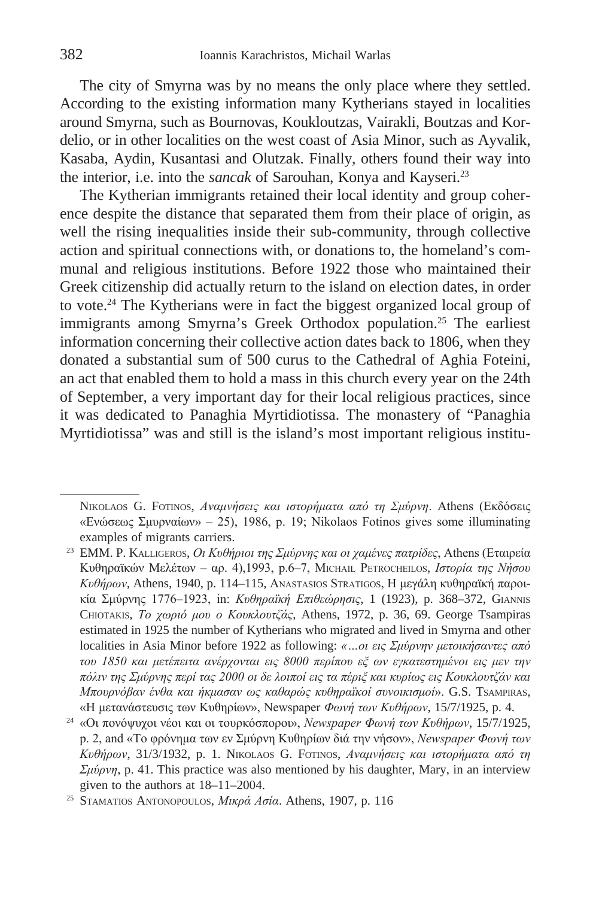The city of Smyrna was by no means the only place where they settled. According to the existing information many Kytherians stayed in localities around Smyrna, such as Bournovas, Koukloutzas, Vairakli, Boutzas and Kordelio, or in other localities on the west coast of Asia Minor, such as Ayvalik, Kasaba, Aydin, Kusantasi and Olutzak. Finally, others found their way into the interior, i.e. into the *sancak* of Sarouhan, Konya and Kayseri.[23]

The Kytherian immigrants retained their local identity and group coherence despite the distance that separated them from their place of origin, as well the rising inequalities inside their sub-community, through collective action and spiritual connections with, or donations to, the homeland's communal and religious institutions. Before 1922 those who maintained their Greek citizenship did actually return to the island on election dates, in order to vote.[24] The Kytherians were in fact the biggest organized local group of immigrants among Smyrna's Greek Orthodox population.[25] The earliest information concerning their collective action dates back to 1806, when they donated a substantial sum of 500 curus to the Cathedral of Aghia Foteini, an act that enabled them to hold a mass in this church every year on the 24th of September, a very important day for their local religious practices, since it was dedicated to Panaghia Myrtidiotissa. The monastery of "Panaghia Myrtidiotissa" was and still is the island's most important religious institu-

---

Nikolaos G. Fotinos, *Αναμνήσεις και ιστορήματα από τη Σμύρνη*. Athens (Εκδόσεις «Ενώσεως Σμυρναίων» – 25), 1986, p. 19; Nikolaos Fotinos gives some illuminating examples of migrants carriers.

[23] Emm. P. Kalligeros, *Οι Κυθήριοι της Σμύρνης και οι χαμένες πατρίδες*, Athens (Εταιρεία Κυθηραϊκών Μελέτων – αρ. 4),1993, p.6–7, Michail Petrocheilos, *Ιστορία της Νήσου Κυθήρων*, Athens, 1940, p. 114–115, Anastasios Stratigos, Η μεγάλη κυθηραϊκή παροικία Σμύρνης 1776–1923, in: *Κυθηραϊκή Επιθεώρησις*, 1 (1923), p. 368–372, Giannis Chiotakis, *Το χωριό μου ο Κουκλουτζάς*, Athens, 1972, p. 36, 69. George Tsampiras estimated in 1925 the number of Kytherians who migrated and lived in Smyrna and other localities in Asia Minor before 1922 as following: *«…οι εις Σμύρνην μετοικήσαντες από του 1850 και μετέπειτα ανέρχονται εις 8000 περίπου εξ ων εγκατεστημένοι εις μεν την πόλιν της Σμύρνης περί τας 2000 οι δε λοιποί εις τα πέριξ και κυρίως εις Κουκλουτζάν και Μπουρνόβαν ένθα και ήκμασαν ως καθαρώς κυθηραϊκοί συνοικισμοί»*. G.S. Tsampiras, «Η μετανάστευσις των Κυθηρίων», Newspaper *Φωνή των Κυθήρων*, 15/7/1925, p. 4.

[24] «Οι πονόψυχοι νέοι και οι τουρκόσποροι», *Newspaper Φωνή των Κυθήρων*, 15/7/1925, p. 2, and «Το φρόνημα των εν Σμύρνη Κυθηρίων διά την νήσον», *Newspaper Φωνή των Κυθήρων*, 31/3/1932, p. 1. Nikolaos G. Fotinos, *Αναμνήσεις και ιστορήματα από τη Σμύρνη*, p. 41. This practice was also mentioned by his daughter, Mary, in an interview given to the authors at 18–11–2004.

[25] Stamatios Antonopoulos, *Μικρά Ασία*. Athens, 1907, p. 116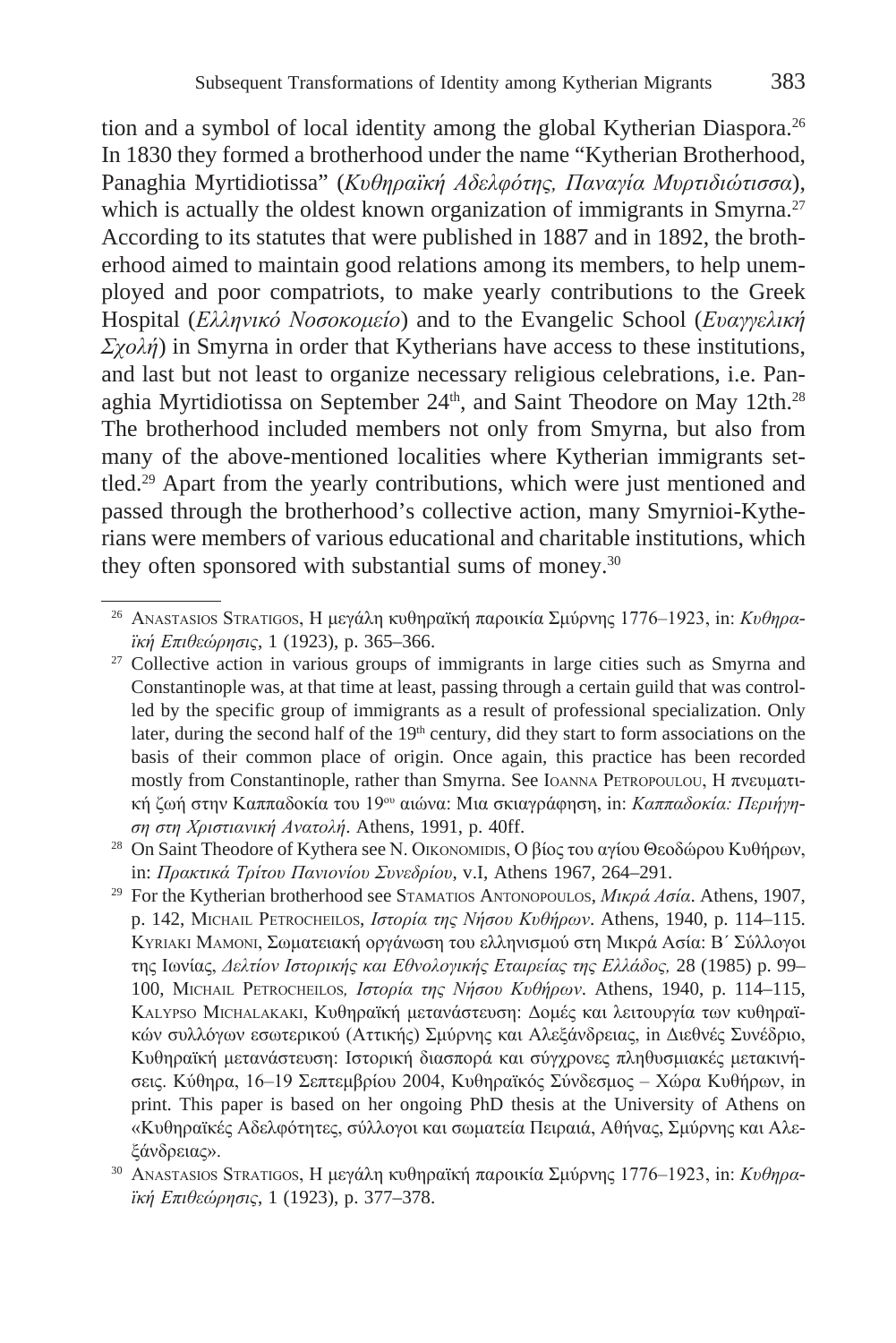tion and a symbol of local identity among the global Kytherian Diaspora.[26] In 1830 they formed a brotherhood under the name "Kytherian Brotherhood, Panaghia Myrtidiotissa" (*Κυθηραϊκή Αδελφότης, Παναγία Μυρτιδιώτισσα*), which is actually the oldest known organization of immigrants in Smyrna.[27] According to its statutes that were published in 1887 and in 1892, the brotherhood aimed to maintain good relations among its members, to help unemployed and poor compatriots, to make yearly contributions to the Greek Hospital (*Ελληνικό Νοσοκομείο*) and to the Evangelic School (*Ευαγγελική Σχολή*) in Smyrna in order that Kytherians have access to these institutions, and last but not least to organize necessary religious celebrations, i.e. Panaghia Myrtidiotissa on September 24th, and Saint Theodore on May 12th.[28] The brotherhood included members not only from Smyrna, but also from many of the above-mentioned localities where Kytherian immigrants settled.[29] Apart from the yearly contributions, which were just mentioned and passed through the brotherhood's collective action, many Smyrnioi-Kytherians were members of various educational and charitable institutions, which they often sponsored with substantial sums of money.[30]

---

[26] Anastasios Stratigos, Η μεγάλη κυθηραϊκή παροικία Σμύρνης 1776–1923, in: *Κυθηραϊκή Επιθεώρησις*, 1 (1923), p. 365–366.

[27] Collective action in various groups of immigrants in large cities such as Smyrna and Constantinople was, at that time at least, passing through a certain guild that was controlled by the specific group of immigrants as a result of professional specialization. Only later, during the second half of the 19th century, did they start to form associations on the basis of their common place of origin. Once again, this practice has been recorded mostly from Constantinople, rather than Smyrna. See Ioanna Petropoulou, Η πνευματική ζωή στην Καππαδοκία του 19ου αιώνα: Μια σκιαγράφηση, in: *Καππαδοκία: Περιήγηση στη Χριστιανική Ανατολή*. Athens, 1991, p. 40ff.

[28] On Saint Theodore of Kythera see N. Oikonomidis, Ο βίος του αγίου Θεοδώρου Κυθήρων, in: *Πρακτικά Τρίτου Πανιονίου Συνεδρίου*, v.I, Athens 1967, 264–291.

[29] For the Kytherian brotherhood see Stamatios Antonopoulos, *Μικρά Ασία*. Athens, 1907, p. 142, Michail Petrocheilos, *Ιστορία της Νήσου Κυθήρων*. Athens, 1940, p. 114–115. Kyriaki Mamoni, Σωματειακή οργάνωση του ελληνισμού στη Μικρά Ασία: Β΄ Σύλλογοι της Ιωνίας, *Δελτίον Ιστορικής και Εθνολογικής Εταιρείας της Ελλάδος,* 28 (1985) p. 99–100, Michail Petrocheilos, *Ιστορία της Νήσου Κυθήρων*. Athens, 1940, p. 114–115, Kalypso Michalakaki, Κυθηραϊκή μετανάστευση: Δομές και λειτουργία των κυθηραϊκών συλλόγων εσωτερικού (Αττικής) Σμύρνης και Αλεξάνδρειας, in Διεθνές Συνέδριο, Κυθηραϊκή μετανάστευση: Ιστορική διασπορά και σύγχρονες πληθυσμιακές μετακινήσεις. Κύθηρα, 16–19 Σεπτεμβρίου 2004, Κυθηραϊκός Σύνδεσμος – Χώρα Κυθήρων, in print. This paper is based on her ongoing PhD thesis at the University of Athens on «Κυθηραϊκές Αδελφότητες, σύλλογοι και σωματεία Πειραιά, Αθήνας, Σμύρνης και Αλεξάνδρειας».

[30] Anastasios Stratigos, Η μεγάλη κυθηραϊκή παροικία Σμύρνης 1776–1923, in: *Κυθηραϊκή Επιθεώρησις*, 1 (1923), p. 377–378.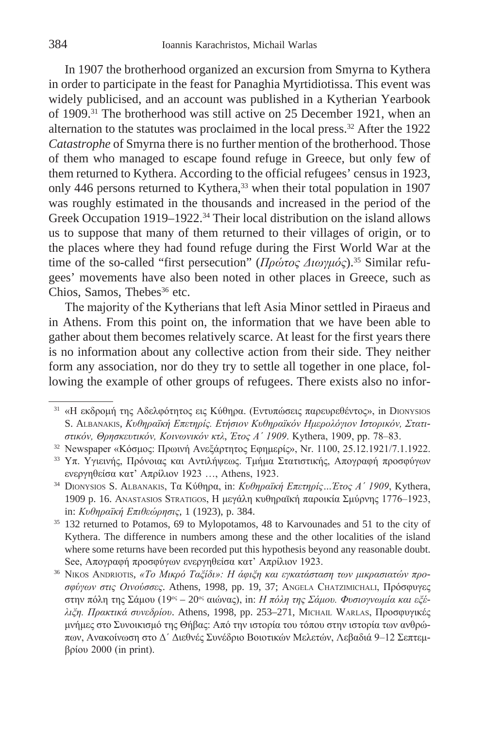In 1907 the brotherhood organized an excursion from Smyrna to Kythera in order to participate in the feast for Panaghia Myrtidiotissa. This event was widely publicised, and an account was published in a Kytherian Yearbook of 1909.[31] The brotherhood was still active on 25 December 1921, when an alternation to the statutes was proclaimed in the local press.[32] After the 1922 *Catastrophe* of Smyrna there is no further mention of the brotherhood. Those of them who managed to escape found refuge in Greece, but only few of them returned to Kythera. According to the official refugees' census in 1923, only 446 persons returned to Kythera,[33] when their total population in 1907 was roughly estimated in the thousands and increased in the period of the Greek Occupation 1919–1922.[34] Their local distribution on the island allows us to suppose that many of them returned to their villages of origin, or to the places where they had found refuge during the First World War at the time of the so-called "first persecution" (*Πρώτος Διωγμός*).[35] Similar refugees' movements have also been noted in other places in Greece, such as Chios, Samos, Thebes[36] etc.

The majority of the Kytherians that left Asia Minor settled in Piraeus and in Athens. From this point on, the information that we have been able to gather about them becomes relatively scarce. At least for the first years there is no information about any collective action from their side. They neither form any association, nor do they try to settle all together in one place, following the example of other groups of refugees. There exists also no infor-

---

[31] «Η εκδρομή της Αδελφότητος εις Κύθηρα. (Εντυπώσεις παρευρεθέντος)», in Dionysios S. Albanakis, *Κυθηραϊκή Επετηρίς. Ετήσιον Κυθηραϊκόν Ημερολόγιον Ιστορικόν, Στατιστικόν, Θρησκευτικόν, Κοινωνικόν κτλ, Έτος Α΄ 1909*. Kythera, 1909, pp. 78–83.

[32] Newspaper «Κόσμος: Πρωινή Ανεξάρτητος Εφημερίς», Nr. 1100, 25.12.1921/7.1.1922.

[33] Υπ. Υγιεινής, Πρόνοιας και Αντιλήψεως. Τμήμα Στατιστικής, Απογραφή προσφύγων ενεργηθείσα κατ' Απρίλιον 1923 …, Athens, 1923.

[34] Dionysios S. Albanakis, Τα Κύθηρα, in: *Κυθηραϊκή Επετηρίς…Έτος Α΄ 1909*, Kythera, 1909 p. 16. Anastasios Stratigos, Η μεγάλη κυθηραϊκή παροικία Σμύρνης 1776–1923, in: *Κυθηραϊκή Επιθεώρησις*, 1 (1923), p. 384.

[35] 132 returned to Potamos, 69 to Mylopotamos, 48 to Karvounades and 51 to the city of Kythera. The difference in numbers among these and the other localities of the island where some returns have been recorded put this hypothesis beyond any reasonable doubt. See, Απογραφή προσφύγων ενεργηθείσα κατ' Απρίλιον 1923.

[36] Nikos Andriotis, *«Το Μικρό Ταξίδι»: Η άφιξη και εγκατάσταση των μικρασιατών προσφύγων στις Οινούσσες*. Athens, 1998, pp. 19, 37; Angela Chatzimichali, Πρόσφυγες στην πόλη της Σάμου (19ος – 20ος αιώνας), in: *Η πόλη της Σάμου. Φυσιογνωμία και εξέλιξη. Πρακτικά συνεδρίου*. Athens, 1998, pp. 253–271, Michail Warlas, Προσφυγικές μνήμες στο Συνοικισμό της Θήβας: Από την ιστορία του τόπου στην ιστορία των ανθρώπων, Ανακοίνωση στο Δ΄ Διεθνές Συνέδριο Βοιοτικών Μελετών, Λεβαδιά 9–12 Σεπτεμβρίου 2000 (in print).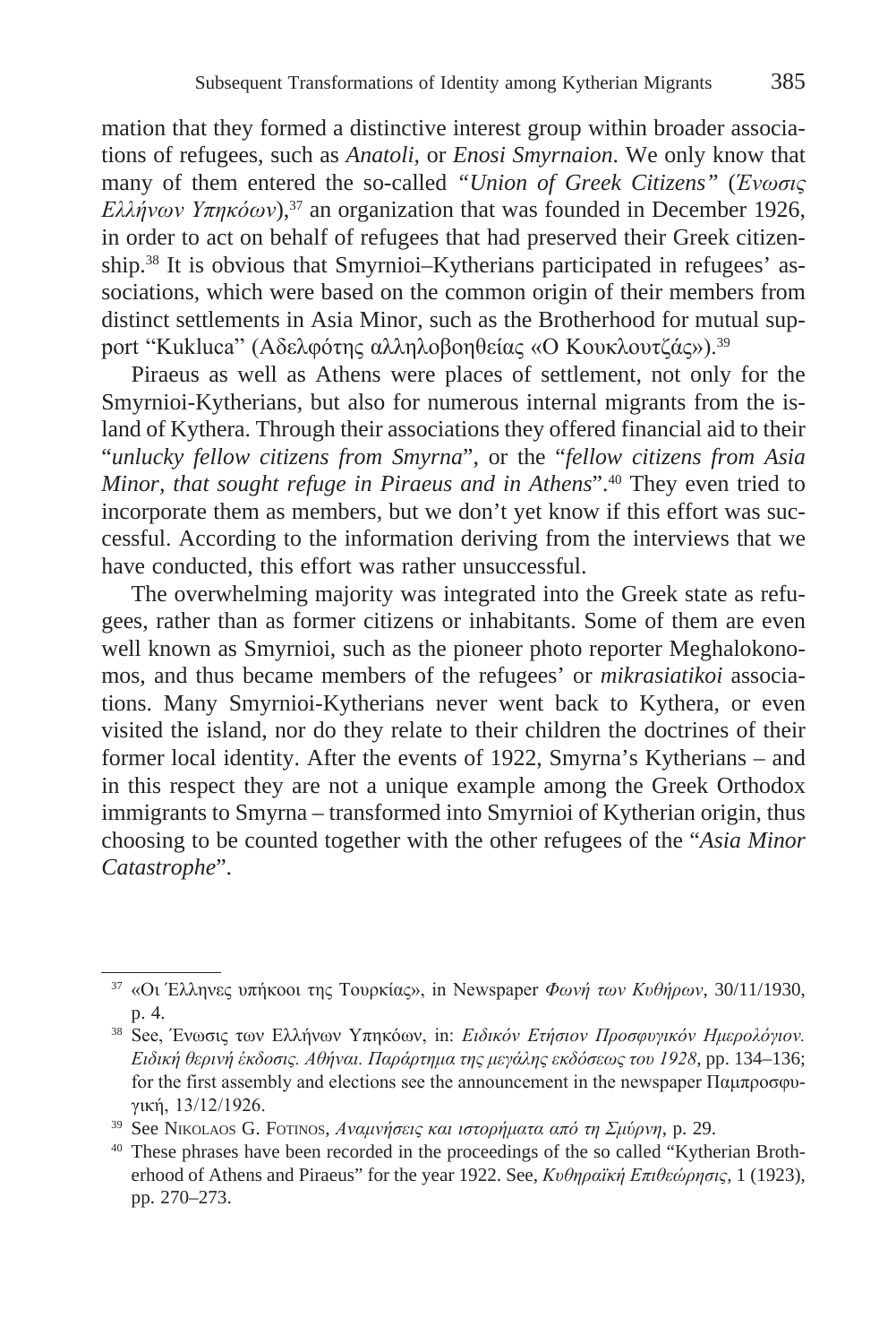mation that they formed a distinctive interest group within broader associations of refugees, such as *Anatoli*, or *Enosi Smyrnaion*. We only know that many of them entered the so-called *"Union of Greek Citizens"* (*Ένωσις Ελλήνων Υπηκόων*),[37] an organization that was founded in December 1926, in order to act on behalf of refugees that had preserved their Greek citizenship.[38] It is obvious that Smyrnioi–Kytherians participated in refugees' associations, which were based on the common origin of their members from distinct settlements in Asia Minor, such as the Brotherhood for mutual support "Kukluca" (Αδελφότης αλληλοβοηθείας «Ο Κουκλουτζάς»).[39]

Piraeus as well as Athens were places of settlement, not only for the Smyrnioi-Kytherians, but also for numerous internal migrants from the island of Kythera. Through their associations they offered financial aid to their "*unlucky fellow citizens from Smyrna*", or the "*fellow citizens from Asia Minor, that sought refuge in Piraeus and in Athens*".[40] They even tried to incorporate them as members, but we don't yet know if this effort was successful. According to the information deriving from the interviews that we have conducted, this effort was rather unsuccessful.

The overwhelming majority was integrated into the Greek state as refugees, rather than as former citizens or inhabitants. Some of them are even well known as Smyrnioi, such as the pioneer photo reporter Meghalokonomos, and thus became members of the refugees' or *mikrasiatikoi* associations. Many Smyrnioi-Kytherians never went back to Kythera, or even visited the island, nor do they relate to their children the doctrines of their former local identity. After the events of 1922, Smyrna's Kytherians – and in this respect they are not a unique example among the Greek Orthodox immigrants to Smyrna – transformed into Smyrnioi of Kytherian origin, thus choosing to be counted together with the other refugees of the "*Asia Minor Catastrophe*".

---

[37] «Οι Έλληνες υπήκοοι της Τουρκίας», in Newspaper *Φωνή των Κυθήρων*, 30/11/1930, p. 4.

[38] See, Ένωσις των Ελλήνων Υπηκόων, in: *Ειδικόν Ετήσιον Προσφυγικόν Ημερολόγιον. Ειδική θερινή έκδοσις. Αθήναι. Παράρτημα της μεγάλης εκδόσεως του 1928*, pp. 134–136; for the first assembly and elections see the announcement in the newspaper Παμπροσφυγική, 13/12/1926.

[39] See Nikolaos G. Fotinos, *Αναμνήσεις και ιστορήματα από τη Σμύρνη*, p. 29.

[40] These phrases have been recorded in the proceedings of the so called "Kytherian Brotherhood of Athens and Piraeus" for the year 1922. See, *Κυθηραϊκή Επιθεώρησις*, 1 (1923), pp. 270–273.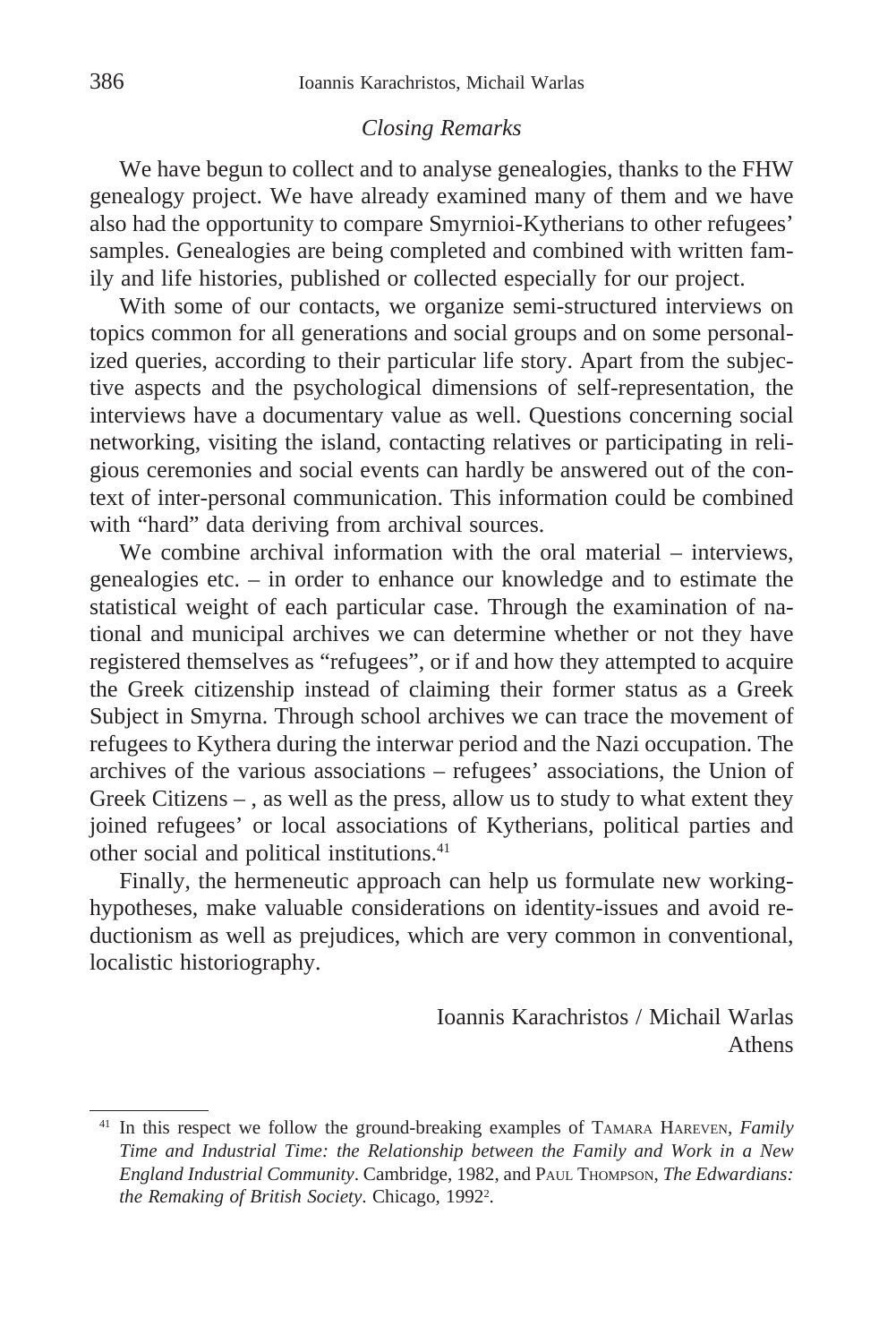*Closing Remarks*

We have begun to collect and to analyse genealogies, thanks to the FHW genealogy project. We have already examined many of them and we have also had the opportunity to compare Smyrnioi-Kytherians to other refugees' samples. Genealogies are being completed and combined with written family and life histories, published or collected especially for our project.

With some of our contacts, we organize semi-structured interviews on topics common for all generations and social groups and on some personalized queries, according to their particular life story. Apart from the subjective aspects and the psychological dimensions of self-representation, the interviews have a documentary value as well. Questions concerning social networking, visiting the island, contacting relatives or participating in religious ceremonies and social events can hardly be answered out of the context of inter-personal communication. This information could be combined with "hard" data deriving from archival sources.

We combine archival information with the oral material – interviews, genealogies etc. – in order to enhance our knowledge and to estimate the statistical weight of each particular case. Through the examination of national and municipal archives we can determine whether or not they have registered themselves as "refugees", or if and how they attempted to acquire the Greek citizenship instead of claiming their former status as a Greek Subject in Smyrna. Through school archives we can trace the movement of refugees to Kythera during the interwar period and the Nazi occupation. The archives of the various associations – refugees' associations, the Union of Greek Citizens – , as well as the press, allow us to study to what extent they joined refugees' or local associations of Kytherians, political parties and other social and political institutions.[41]

Finally, the hermeneutic approach can help us formulate new working-hypotheses, make valuable considerations on identity-issues and avoid reductionism as well as prejudices, which are very common in conventional, localistic historiography.

Ioannis Karachristos / Michail Warlas
Athens

---

[41] In this respect we follow the ground-breaking examples of Tamara Hareven, *Family Time and Industrial Time: the Relationship between the Family and Work in a New England Industrial Community*. Cambridge, 1982, and Paul Thompson, *The Edwardians: the Remaking of British Society*. Chicago, 1992².